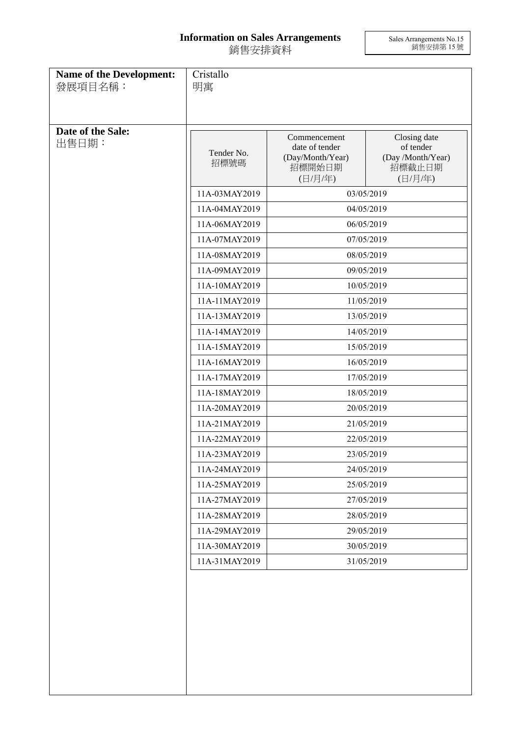# Information on Sales Arrangements
# 銷售安排資料

Sales Arrangements No.15
銷售安排第 15 號

**Name of the Development:**
發展項目名稱：

Cristallo
明寓

**Date of the Sale:**
出售日期：

| Tender No. 招標號碼 | Commencement date of tender (Day/Month/Year) 招標開始日期 (日/月/年) | Closing date of tender (Day /Month/Year) 招標截止日期 (日/月/年) |
|---|---|---|
| 11A-03MAY2019 | 03/05/2019 | |
| 11A-04MAY2019 | 04/05/2019 | |
| 11A-06MAY2019 | 06/05/2019 | |
| 11A-07MAY2019 | 07/05/2019 | |
| 11A-08MAY2019 | 08/05/2019 | |
| 11A-09MAY2019 | 09/05/2019 | |
| 11A-10MAY2019 | 10/05/2019 | |
| 11A-11MAY2019 | 11/05/2019 | |
| 11A-13MAY2019 | 13/05/2019 | |
| 11A-14MAY2019 | 14/05/2019 | |
| 11A-15MAY2019 | 15/05/2019 | |
| 11A-16MAY2019 | 16/05/2019 | |
| 11A-17MAY2019 | 17/05/2019 | |
| 11A-18MAY2019 | 18/05/2019 | |
| 11A-20MAY2019 | 20/05/2019 | |
| 11A-21MAY2019 | 21/05/2019 | |
| 11A-22MAY2019 | 22/05/2019 | |
| 11A-23MAY2019 | 23/05/2019 | |
| 11A-24MAY2019 | 24/05/2019 | |
| 11A-25MAY2019 | 25/05/2019 | |
| 11A-27MAY2019 | 27/05/2019 | |
| 11A-28MAY2019 | 28/05/2019 | |
| 11A-29MAY2019 | 29/05/2019 | |
| 11A-30MAY2019 | 30/05/2019 | |
| 11A-31MAY2019 | 31/05/2019 | |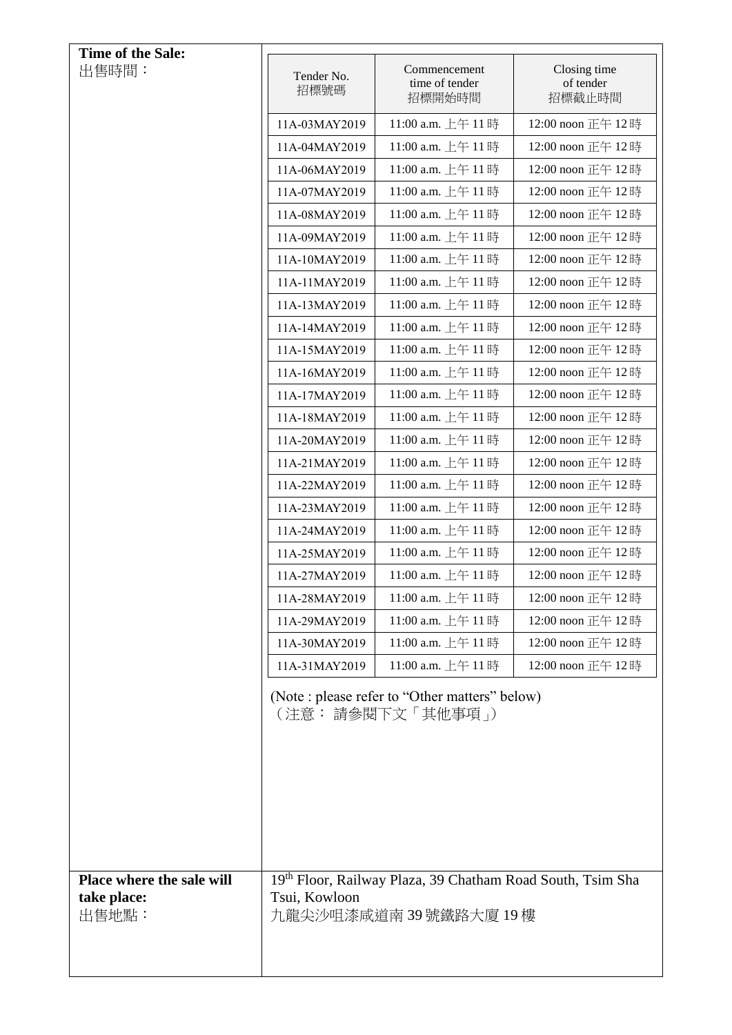| Time of the Sale: 出售時間： | | | |
|---|---|---|---|
| | Tender No. 招標號碼 | Commencement time of tender 招標開始時間 | Closing time of tender 招標截止時間 |
| | 11A-03MAY2019 | 11:00 a.m. 上午 11 時 | 12:00 noon 正午 12 時 |
| | 11A-04MAY2019 | 11:00 a.m. 上午 11 時 | 12:00 noon 正午 12 時 |
| | 11A-06MAY2019 | 11:00 a.m. 上午 11 時 | 12:00 noon 正午 12 時 |
| | 11A-07MAY2019 | 11:00 a.m. 上午 11 時 | 12:00 noon 正午 12 時 |
| | 11A-08MAY2019 | 11:00 a.m. 上午 11 時 | 12:00 noon 正午 12 時 |
| | 11A-09MAY2019 | 11:00 a.m. 上午 11 時 | 12:00 noon 正午 12 時 |
| | 11A-10MAY2019 | 11:00 a.m. 上午 11 時 | 12:00 noon 正午 12 時 |
| | 11A-11MAY2019 | 11:00 a.m. 上午 11 時 | 12:00 noon 正午 12 時 |
| | 11A-13MAY2019 | 11:00 a.m. 上午 11 時 | 12:00 noon 正午 12 時 |
| | 11A-14MAY2019 | 11:00 a.m. 上午 11 時 | 12:00 noon 正午 12 時 |
| | 11A-15MAY2019 | 11:00 a.m. 上午 11 時 | 12:00 noon 正午 12 時 |
| | 11A-16MAY2019 | 11:00 a.m. 上午 11 時 | 12:00 noon 正午 12 時 |
| | 11A-17MAY2019 | 11:00 a.m. 上午 11 時 | 12:00 noon 正午 12 時 |
| | 11A-18MAY2019 | 11:00 a.m. 上午 11 時 | 12:00 noon 正午 12 時 |
| | 11A-20MAY2019 | 11:00 a.m. 上午 11 時 | 12:00 noon 正午 12 時 |
| | 11A-21MAY2019 | 11:00 a.m. 上午 11 時 | 12:00 noon 正午 12 時 |
| | 11A-22MAY2019 | 11:00 a.m. 上午 11 時 | 12:00 noon 正午 12 時 |
| | 11A-23MAY2019 | 11:00 a.m. 上午 11 時 | 12:00 noon 正午 12 時 |
| | 11A-24MAY2019 | 11:00 a.m. 上午 11 時 | 12:00 noon 正午 12 時 |
| | 11A-25MAY2019 | 11:00 a.m. 上午 11 時 | 12:00 noon 正午 12 時 |
| | 11A-27MAY2019 | 11:00 a.m. 上午 11 時 | 12:00 noon 正午 12 時 |
| | 11A-28MAY2019 | 11:00 a.m. 上午 11 時 | 12:00 noon 正午 12 時 |
| | 11A-29MAY2019 | 11:00 a.m. 上午 11 時 | 12:00 noon 正午 12 時 |
| | 11A-30MAY2019 | 11:00 a.m. 上午 11 時 | 12:00 noon 正午 12 時 |
| | 11A-31MAY2019 | 11:00 a.m. 上午 11 時 | 12:00 noon 正午 12 時 |
| | (Note : please refer to "Other matters" below) （注意： 請參閱下文「其他事項」） | | |
| **Place where the sale will take place:** 出售地點： | 19th Floor, Railway Plaza, 39 Chatham Road South, Tsim Sha Tsui, Kowloon 九龍尖沙咀漆咸道南 39 號鐵路大廈 19 樓 | | |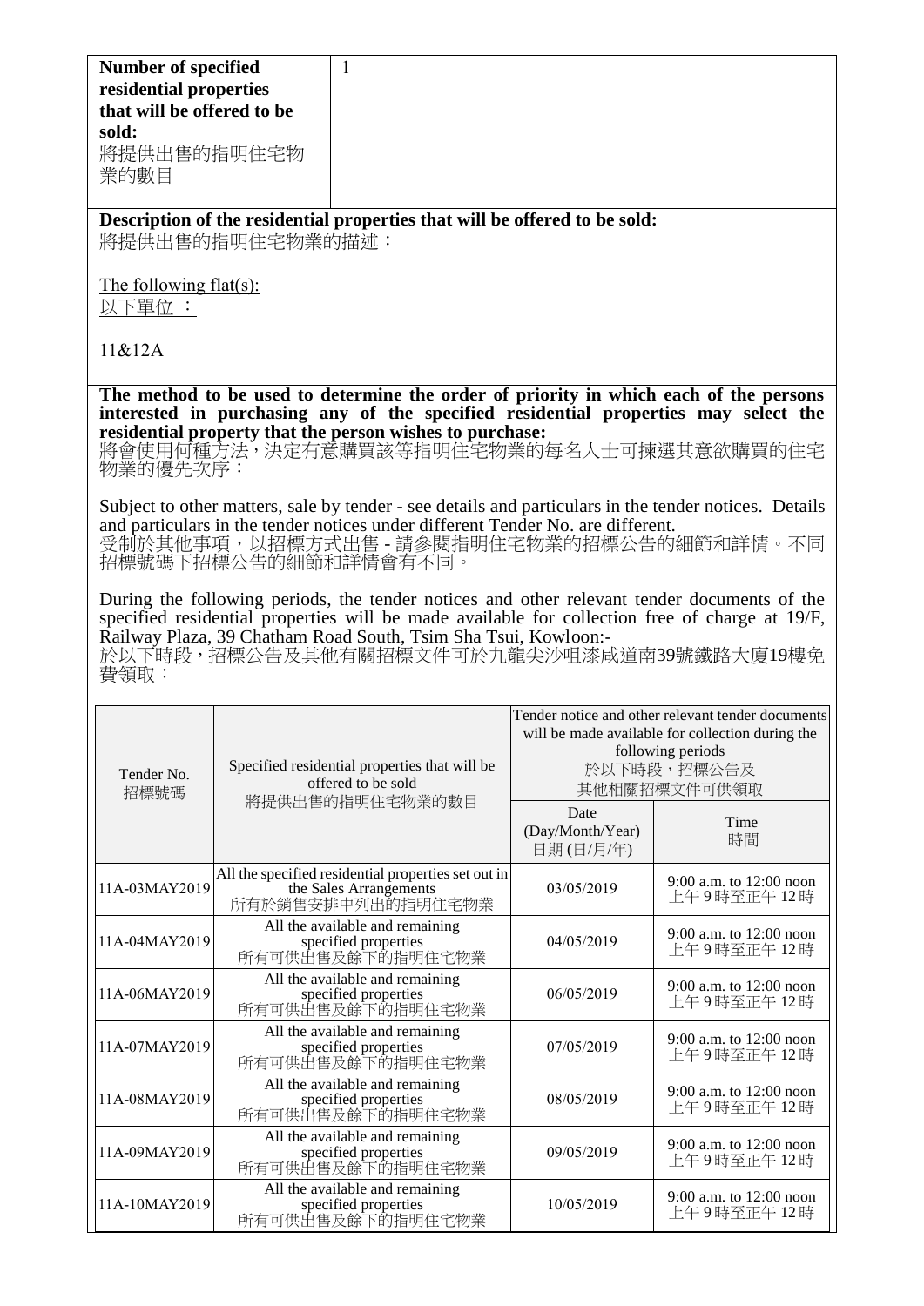| **Number of specified residential properties that will be offered to be sold:** 將提供出售的指明住宅物業的數目 | 1 |
|---|---|

**Description of the residential properties that will be offered to be sold:**
將提供出售的指明住宅物業的描述：

The following flat(s):
以下單位 ：

11&12A

**The method to be used to determine the order of priority in which each of the persons interested in purchasing any of the specified residential properties may select the residential property that the person wishes to purchase:**
將會使用何種方法，決定有意購買該等指明住宅物業的每名人士可揀選其意欲購買的住宅物業的優先次序：

Subject to other matters, sale by tender - see details and particulars in the tender notices. Details and particulars in the tender notices under different Tender No. are different.
受制於其他事項，以招標方式出售 - 請參閱指明住宅物業的招標公告的細節和詳情。不同招標號碼下招標公告的細節和詳情會有不同。

During the following periods, the tender notices and other relevant tender documents of the specified residential properties will be made available for collection free of charge at 19/F, Railway Plaza, 39 Chatham Road South, Tsim Sha Tsui, Kowloon:-
於以下時段，招標公告及其他有關招標文件可於九龍尖沙咀漆咸道南39號鐵路大廈19樓免費領取：

| Tender No. 招標號碼 | Specified residential properties that will be offered to be sold 將提供出售的指明住宅物業的數目 | Tender notice and other relevant tender documents will be made available for collection during the following periods 於以下時段，招標公告及其他相關招標文件可供領取 | |
|---|---|---|---|
| | | Date (Day/Month/Year) 日期 (日/月/年) | Time 時間 |
| 11A-03MAY2019 | All the specified residential properties set out in the Sales Arrangements 所有於銷售安排中列出的指明住宅物業 | 03/05/2019 | 9:00 a.m. to 12:00 noon 上午 9 時至正午 12 時 |
| 11A-04MAY2019 | All the available and remaining specified properties 所有可供出售及餘下的指明住宅物業 | 04/05/2019 | 9:00 a.m. to 12:00 noon 上午 9 時至正午 12 時 |
| 11A-06MAY2019 | All the available and remaining specified properties 所有可供出售及餘下的指明住宅物業 | 06/05/2019 | 9:00 a.m. to 12:00 noon 上午 9 時至正午 12 時 |
| 11A-07MAY2019 | All the available and remaining specified properties 所有可供出售及餘下的指明住宅物業 | 07/05/2019 | 9:00 a.m. to 12:00 noon 上午 9 時至正午 12 時 |
| 11A-08MAY2019 | All the available and remaining specified properties 所有可供出售及餘下的指明住宅物業 | 08/05/2019 | 9:00 a.m. to 12:00 noon 上午 9 時至正午 12 時 |
| 11A-09MAY2019 | All the available and remaining specified properties 所有可供出售及餘下的指明住宅物業 | 09/05/2019 | 9:00 a.m. to 12:00 noon 上午 9 時至正午 12 時 |
| 11A-10MAY2019 | All the available and remaining specified properties 所有可供出售及餘下的指明住宅物業 | 10/05/2019 | 9:00 a.m. to 12:00 noon 上午 9 時至正午 12 時 |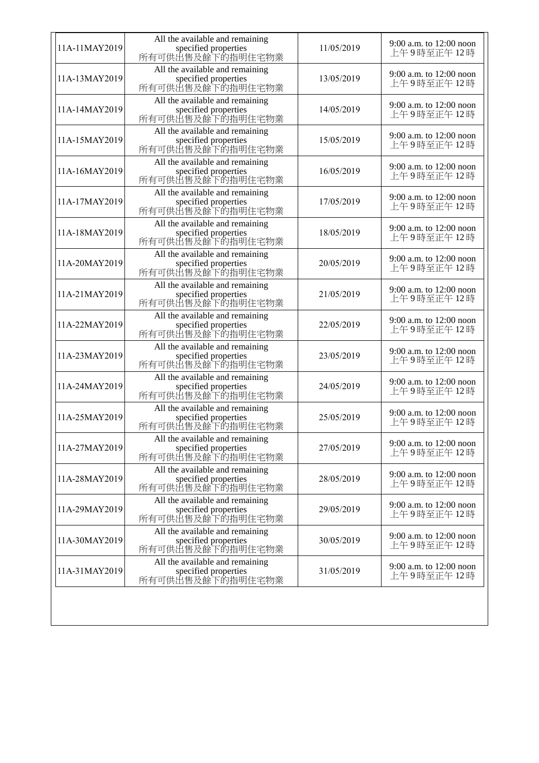| | | | |
|---|---|---|---|
| 11A-11MAY2019 | All the available and remaining specified properties 所有可供出售及餘下的指明住宅物業 | 11/05/2019 | 9:00 a.m. to 12:00 noon 上午 9 時至正午 12 時 |
| 11A-13MAY2019 | All the available and remaining specified properties 所有可供出售及餘下的指明住宅物業 | 13/05/2019 | 9:00 a.m. to 12:00 noon 上午 9 時至正午 12 時 |
| 11A-14MAY2019 | All the available and remaining specified properties 所有可供出售及餘下的指明住宅物業 | 14/05/2019 | 9:00 a.m. to 12:00 noon 上午 9 時至正午 12 時 |
| 11A-15MAY2019 | All the available and remaining specified properties 所有可供出售及餘下的指明住宅物業 | 15/05/2019 | 9:00 a.m. to 12:00 noon 上午 9 時至正午 12 時 |
| 11A-16MAY2019 | All the available and remaining specified properties 所有可供出售及餘下的指明住宅物業 | 16/05/2019 | 9:00 a.m. to 12:00 noon 上午 9 時至正午 12 時 |
| 11A-17MAY2019 | All the available and remaining specified properties 所有可供出售及餘下的指明住宅物業 | 17/05/2019 | 9:00 a.m. to 12:00 noon 上午 9 時至正午 12 時 |
| 11A-18MAY2019 | All the available and remaining specified properties 所有可供出售及餘下的指明住宅物業 | 18/05/2019 | 9:00 a.m. to 12:00 noon 上午 9 時至正午 12 時 |
| 11A-20MAY2019 | All the available and remaining specified properties 所有可供出售及餘下的指明住宅物業 | 20/05/2019 | 9:00 a.m. to 12:00 noon 上午 9 時至正午 12 時 |
| 11A-21MAY2019 | All the available and remaining specified properties 所有可供出售及餘下的指明住宅物業 | 21/05/2019 | 9:00 a.m. to 12:00 noon 上午 9 時至正午 12 時 |
| 11A-22MAY2019 | All the available and remaining specified properties 所有可供出售及餘下的指明住宅物業 | 22/05/2019 | 9:00 a.m. to 12:00 noon 上午 9 時至正午 12 時 |
| 11A-23MAY2019 | All the available and remaining specified properties 所有可供出售及餘下的指明住宅物業 | 23/05/2019 | 9:00 a.m. to 12:00 noon 上午 9 時至正午 12 時 |
| 11A-24MAY2019 | All the available and remaining specified properties 所有可供出售及餘下的指明住宅物業 | 24/05/2019 | 9:00 a.m. to 12:00 noon 上午 9 時至正午 12 時 |
| 11A-25MAY2019 | All the available and remaining specified properties 所有可供出售及餘下的指明住宅物業 | 25/05/2019 | 9:00 a.m. to 12:00 noon 上午 9 時至正午 12 時 |
| 11A-27MAY2019 | All the available and remaining specified properties 所有可供出售及餘下的指明住宅物業 | 27/05/2019 | 9:00 a.m. to 12:00 noon 上午 9 時至正午 12 時 |
| 11A-28MAY2019 | All the available and remaining specified properties 所有可供出售及餘下的指明住宅物業 | 28/05/2019 | 9:00 a.m. to 12:00 noon 上午 9 時至正午 12 時 |
| 11A-29MAY2019 | All the available and remaining specified properties 所有可供出售及餘下的指明住宅物業 | 29/05/2019 | 9:00 a.m. to 12:00 noon 上午 9 時至正午 12 時 |
| 11A-30MAY2019 | All the available and remaining specified properties 所有可供出售及餘下的指明住宅物業 | 30/05/2019 | 9:00 a.m. to 12:00 noon 上午 9 時至正午 12 時 |
| 11A-31MAY2019 | All the available and remaining specified properties 所有可供出售及餘下的指明住宅物業 | 31/05/2019 | 9:00 a.m. to 12:00 noon 上午 9 時至正午 12 時 |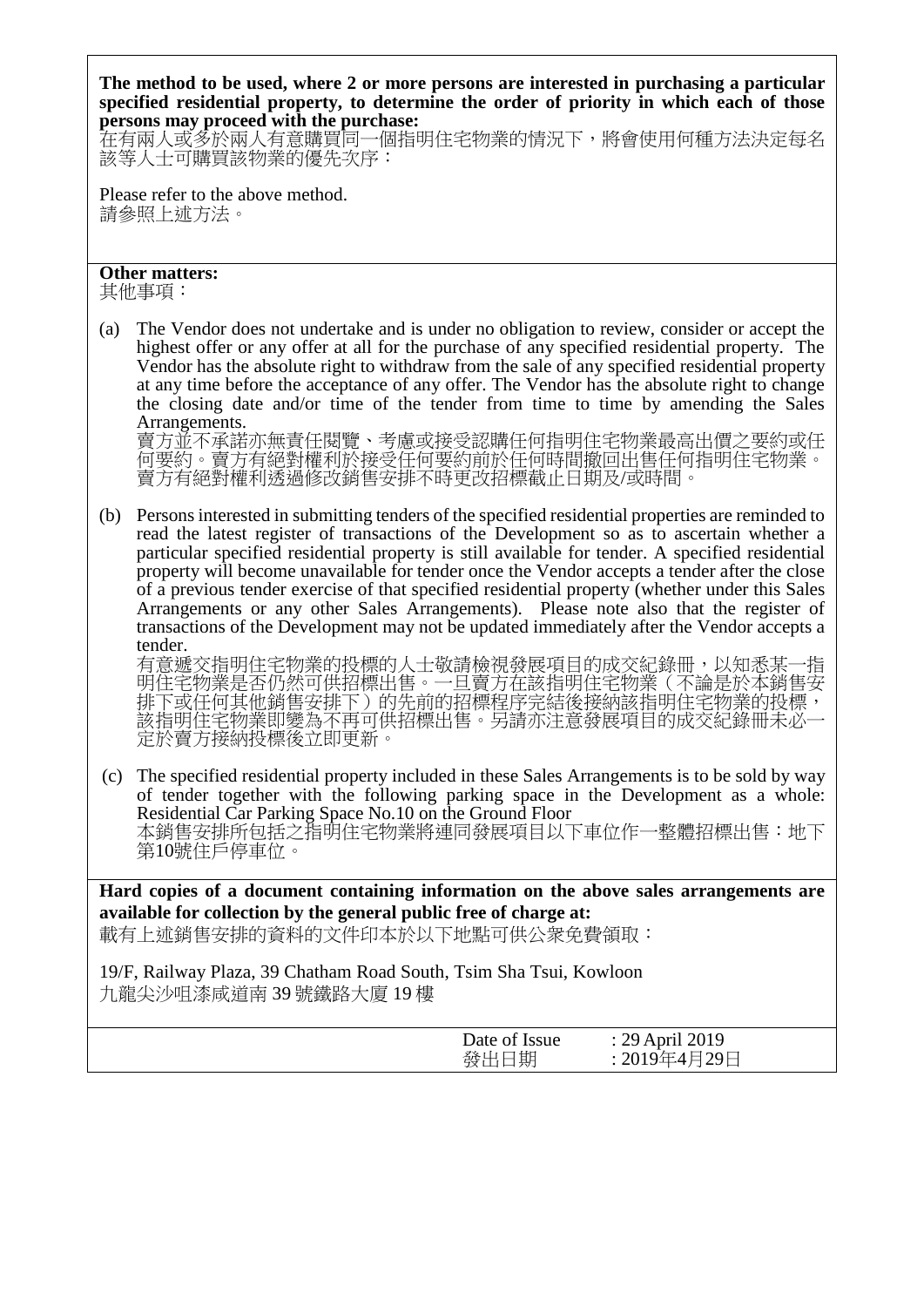**The method to be used, where 2 or more persons are interested in purchasing a particular specified residential property, to determine the order of priority in which each of those persons may proceed with the purchase:**
在有兩人或多於兩人有意購買同一個指明住宅物業的情況下，將會使用何種方法決定每名該等人士可購買該物業的優先次序：

Please refer to the above method.
請參照上述方法。

**Other matters:**
其他事項：

(a) The Vendor does not undertake and is under no obligation to review, consider or accept the highest offer or any offer at all for the purchase of any specified residential property. The Vendor has the absolute right to withdraw from the sale of any specified residential property at any time before the acceptance of any offer. The Vendor has the absolute right to change the closing date and/or time of the tender from time to time by amending the Sales Arrangements.
賣方並不承諾亦無責任閱覽、考慮或接受認購任何指明住宅物業最高出價之要約或任何要約。賣方有絕對權利於接受任何要約前於任何時間撤回出售任何指明住宅物業。賣方有絕對權利透過修改銷售安排不時更改招標截止日期及/或時間。

(b) Persons interested in submitting tenders of the specified residential properties are reminded to read the latest register of transactions of the Development so as to ascertain whether a particular specified residential property is still available for tender. A specified residential property will become unavailable for tender once the Vendor accepts a tender after the close of a previous tender exercise of that specified residential property (whether under this Sales Arrangements or any other Sales Arrangements). Please note also that the register of transactions of the Development may not be updated immediately after the Vendor accepts a tender.
有意遞交指明住宅物業的投標的人士敬請檢視發展項目的成交紀錄冊，以知悉某一指明住宅物業是否仍然可供招標出售。一旦賣方在該指明住宅物業（不論是於本銷售安排下或任何其他銷售安排下）的先前的招標程序完結後接納該指明住宅物業的投標，該指明住宅物業即變為不再可供招標出售。另請亦注意發展項目的成交紀錄冊未必一定於賣方接納投標後立即更新。

(c) The specified residential property included in these Sales Arrangements is to be sold by way of tender together with the following parking space in the Development as a whole: Residential Car Parking Space No.10 on the Ground Floor
本銷售安排所包括之指明住宅物業將連同發展項目以下車位作一整體招標出售：地下第10號住戶停車位。

**Hard copies of a document containing information on the above sales arrangements are available for collection by the general public free of charge at:**
載有上述銷售安排的資料的文件印本於以下地點可供公眾免費領取：

19/F, Railway Plaza, 39 Chatham Road South, Tsim Sha Tsui, Kowloon
九龍尖沙咀漆咸道南 39 號鐵路大廈 19 樓

Date of Issue : 29 April 2019
發出日期 : 2019年4月29日